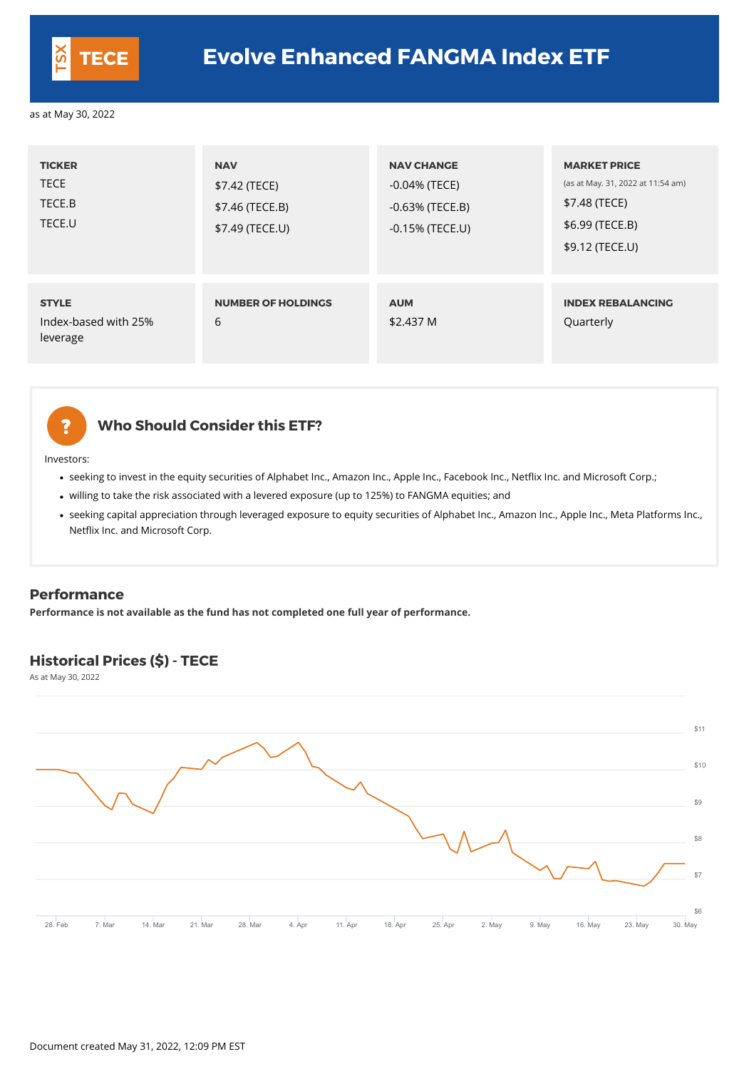# TECE Evolve Enhanced FANGMA Index ETF

as at May 30, 2022

| TICKER | NAV | NAV CHANGE | MARKET PRICE (as at May. 31, 2022 at 11:54 am) |
|---|---|---|---|
| TECE | $7.42 (TECE) | -0.04% (TECE) | $7.48 (TECE) |
| TECE.B | $7.46 (TECE.B) | -0.63% (TECE.B) | $6.99 (TECE.B) |
| TECE.U | $7.49 (TECE.U) | -0.15% (TECE.U) | $9.12 (TECE.U) |

| STYLE | NUMBER OF HOLDINGS | AUM | INDEX REBALANCING |
|---|---|---|---|
| Index-based with 25% leverage | 6 | $2.437 M | Quarterly |

## Who Should Consider this ETF?

Investors:

- seeking to invest in the equity securities of Alphabet Inc., Amazon Inc., Apple Inc., Facebook Inc., Netflix Inc. and Microsoft Corp.;
- willing to take the risk associated with a levered exposure (up to 125%) to FANGMA equities; and
- seeking capital appreciation through leveraged exposure to equity securities of Alphabet Inc., Amazon Inc., Apple Inc., Meta Platforms Inc., Netflix Inc. and Microsoft Corp.

## Performance

**Performance is not available as the fund has not completed one full year of performance.**

## Historical Prices ($) - TECE

As at May 30, 2022

Document created May 31, 2022, 12:09 PM EST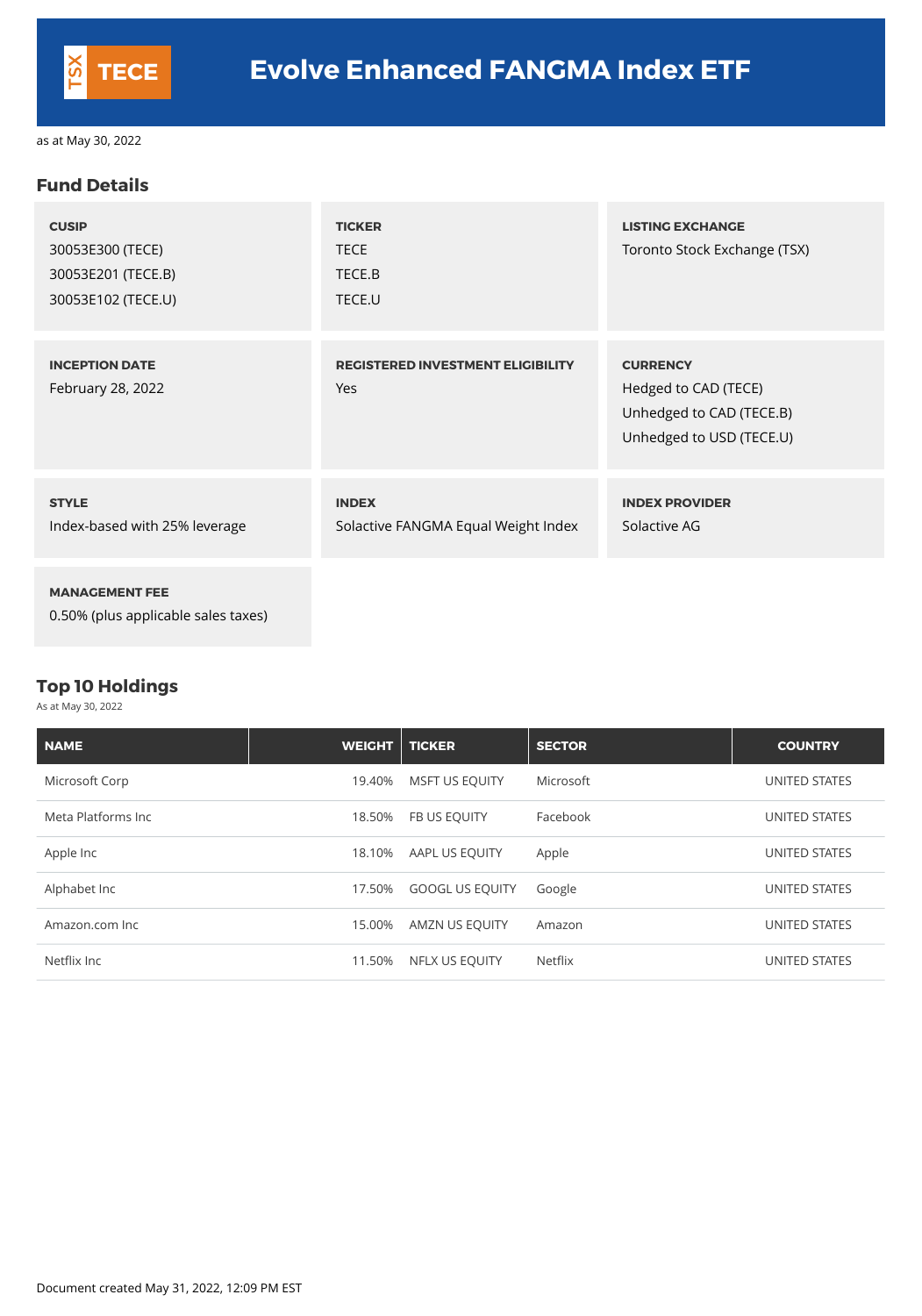# Evolve Enhanced FANGMA Index ETF

TSX TECE

as at May 30, 2022

## Fund Details

| CUSIP | TICKER | LISTING EXCHANGE |
|---|---|---|
| 30053E300 (TECE)<br>30053E201 (TECE.B)<br>30053E102 (TECE.U) | TECE<br>TECE.B<br>TECE.U | Toronto Stock Exchange (TSX) |

| INCEPTION DATE | REGISTERED INVESTMENT ELIGIBILITY | CURRENCY |
|---|---|---|
| February 28, 2022 | Yes | Hedged to CAD (TECE)<br>Unhedged to CAD (TECE.B)<br>Unhedged to USD (TECE.U) |

| STYLE | INDEX | INDEX PROVIDER |
|---|---|---|
| Index-based with 25% leverage | Solactive FANGMA Equal Weight Index | Solactive AG |

**MANAGEMENT FEE**

0.50% (plus applicable sales taxes)

## Top 10 Holdings

As at May 30, 2022

| NAME | WEIGHT | TICKER | SECTOR | COUNTRY |
|---|---|---|---|---|
| Microsoft Corp | 19.40% | MSFT US EQUITY | Microsoft | UNITED STATES |
| Meta Platforms Inc | 18.50% | FB US EQUITY | Facebook | UNITED STATES |
| Apple Inc | 18.10% | AAPL US EQUITY | Apple | UNITED STATES |
| Alphabet Inc | 17.50% | GOOGL US EQUITY | Google | UNITED STATES |
| Amazon.com Inc | 15.00% | AMZN US EQUITY | Amazon | UNITED STATES |
| Netflix Inc | 11.50% | NFLX US EQUITY | Netflix | UNITED STATES |

Document created May 31, 2022, 12:09 PM EST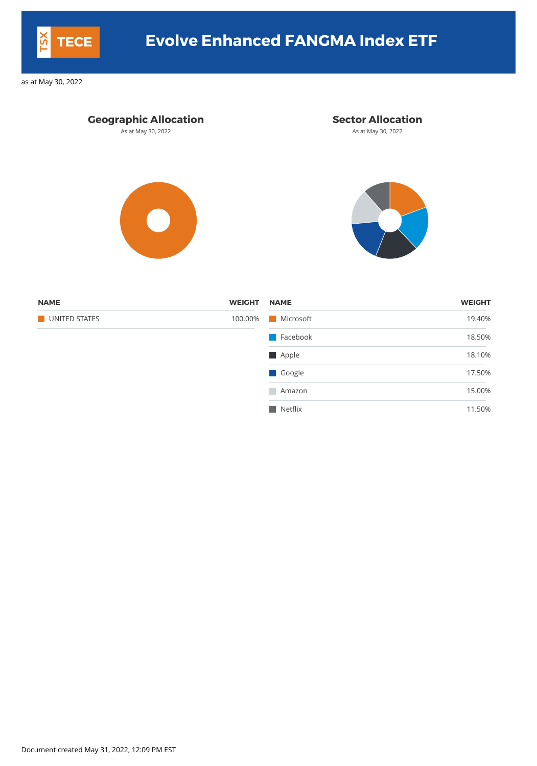# TECE Evolve Enhanced FANGMA Index ETF

as at May 30, 2022

## Geographic Allocation

As at May 30, 2022

| NAME | WEIGHT |
| --- | --- |
| UNITED STATES | 100.00% |

## Sector Allocation

As at May 30, 2022

| NAME | WEIGHT |
| --- | --- |
| Microsoft | 19.40% |
| Facebook | 18.50% |
| Apple | 18.10% |
| Google | 17.50% |
| Amazon | 15.00% |
| Netflix | 11.50% |

Document created May 31, 2022, 12:09 PM EST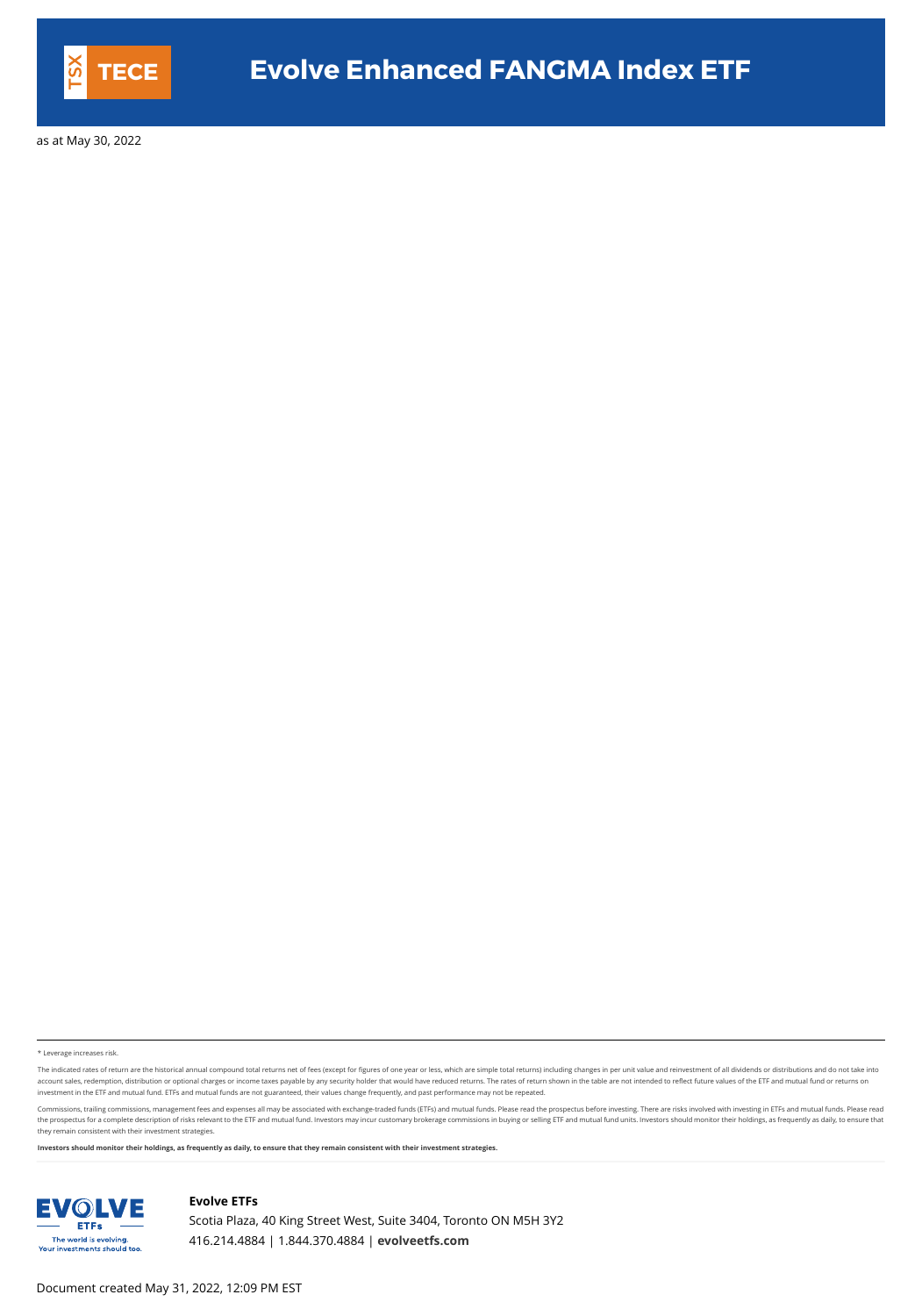TSX **TECE**

# Evolve Enhanced FANGMA Index ETF

as at May 30, 2022

* Leverage increases risk.

The indicated rates of return are the historical annual compound total returns net of fees (except for figures of one year or less, which are simple total returns) including changes in per unit value and reinvestment of all dividends or distributions and do not take into account sales, redemption, distribution or optional charges or income taxes payable by any security holder that would have reduced returns. The rates of return shown in the table are not intended to reflect future values of the ETF and mutual fund or returns on investment in the ETF and mutual fund. ETFs and mutual funds are not guaranteed, their values change frequently, and past performance may not be repeated.

Commissions, trailing commissions, management fees and expenses all may be associated with exchange-traded funds (ETFs) and mutual funds. Please read the prospectus before investing. There are risks involved with investing in ETFs and mutual funds. Please read the prospectus for a complete description of risks relevant to the ETF and mutual fund. Investors may incur customary brokerage commissions in buying or selling ETF and mutual fund units. Investors should monitor their holdings, as frequently as daily, to ensure that they remain consistent with their investment strategies.

**Investors should monitor their holdings, as frequently as daily, to ensure that they remain consistent with their investment strategies.**

EVOLVE ETFs
The world is evolving. Your investments should too.

**Evolve ETFs**
Scotia Plaza, 40 King Street West, Suite 3404, Toronto ON M5H 3Y2
416.214.4884 | 1.844.370.4884 | **evolveetfs.com**

Document created May 31, 2022, 12:09 PM EST